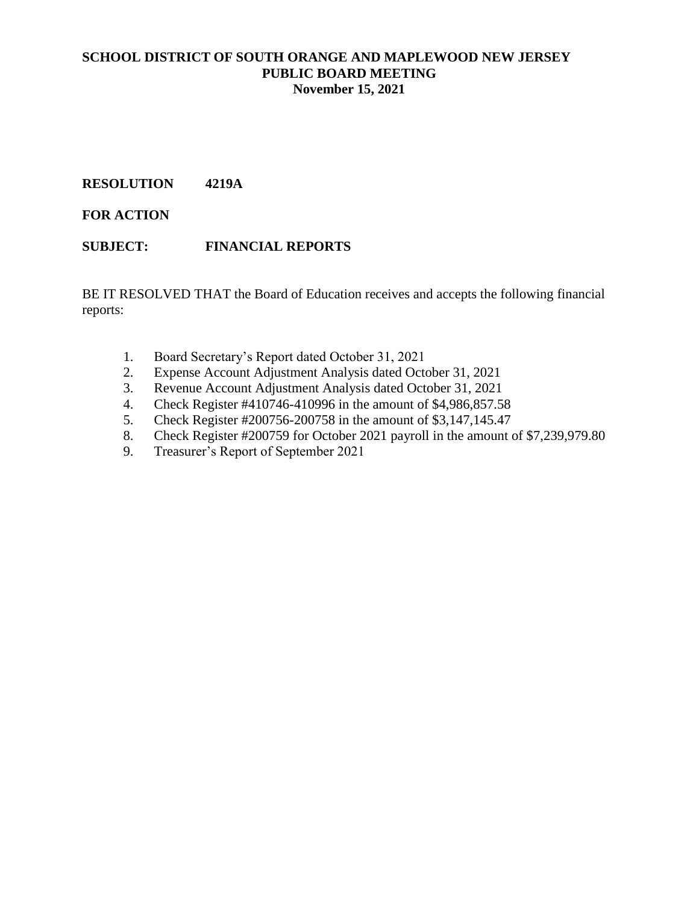**SCHOOL DISTRICT OF SOUTH ORANGE AND MAPLEWOOD NEW JERSEY**
**PUBLIC BOARD MEETING**
**November 15, 2021**

**RESOLUTION 4219A**

**FOR ACTION**

**SUBJECT: FINANCIAL REPORTS**

BE IT RESOLVED THAT the Board of Education receives and accepts the following financial reports:

1. Board Secretary's Report dated October 31, 2021
2. Expense Account Adjustment Analysis dated October 31, 2021
3. Revenue Account Adjustment Analysis dated October 31, 2021
4. Check Register #410746-410996 in the amount of $4,986,857.58
5. Check Register #200756-200758 in the amount of $3,147,145.47
8. Check Register #200759 for October 2021 payroll in the amount of $7,239,979.80
9. Treasurer's Report of September 2021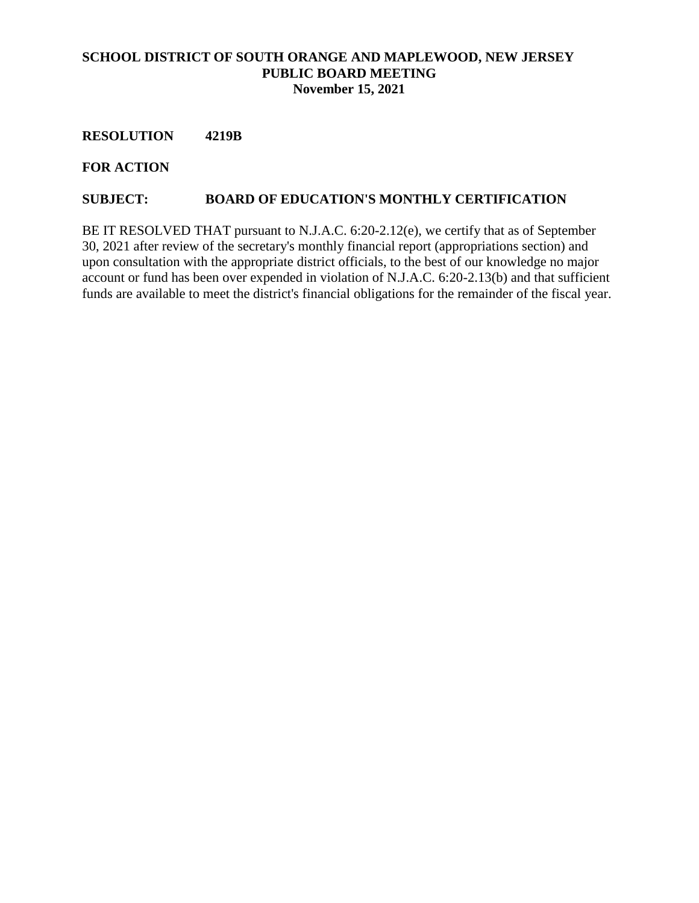**SCHOOL DISTRICT OF SOUTH ORANGE AND MAPLEWOOD, NEW JERSEY**
**PUBLIC BOARD MEETING**
**November 15, 2021**

**RESOLUTION 4219B**

**FOR ACTION**

**SUBJECT: BOARD OF EDUCATION'S MONTHLY CERTIFICATION**

BE IT RESOLVED THAT pursuant to N.J.A.C. 6:20-2.12(e), we certify that as of September 30, 2021 after review of the secretary's monthly financial report (appropriations section) and upon consultation with the appropriate district officials, to the best of our knowledge no major account or fund has been over expended in violation of N.J.A.C. 6:20-2.13(b) and that sufficient funds are available to meet the district's financial obligations for the remainder of the fiscal year.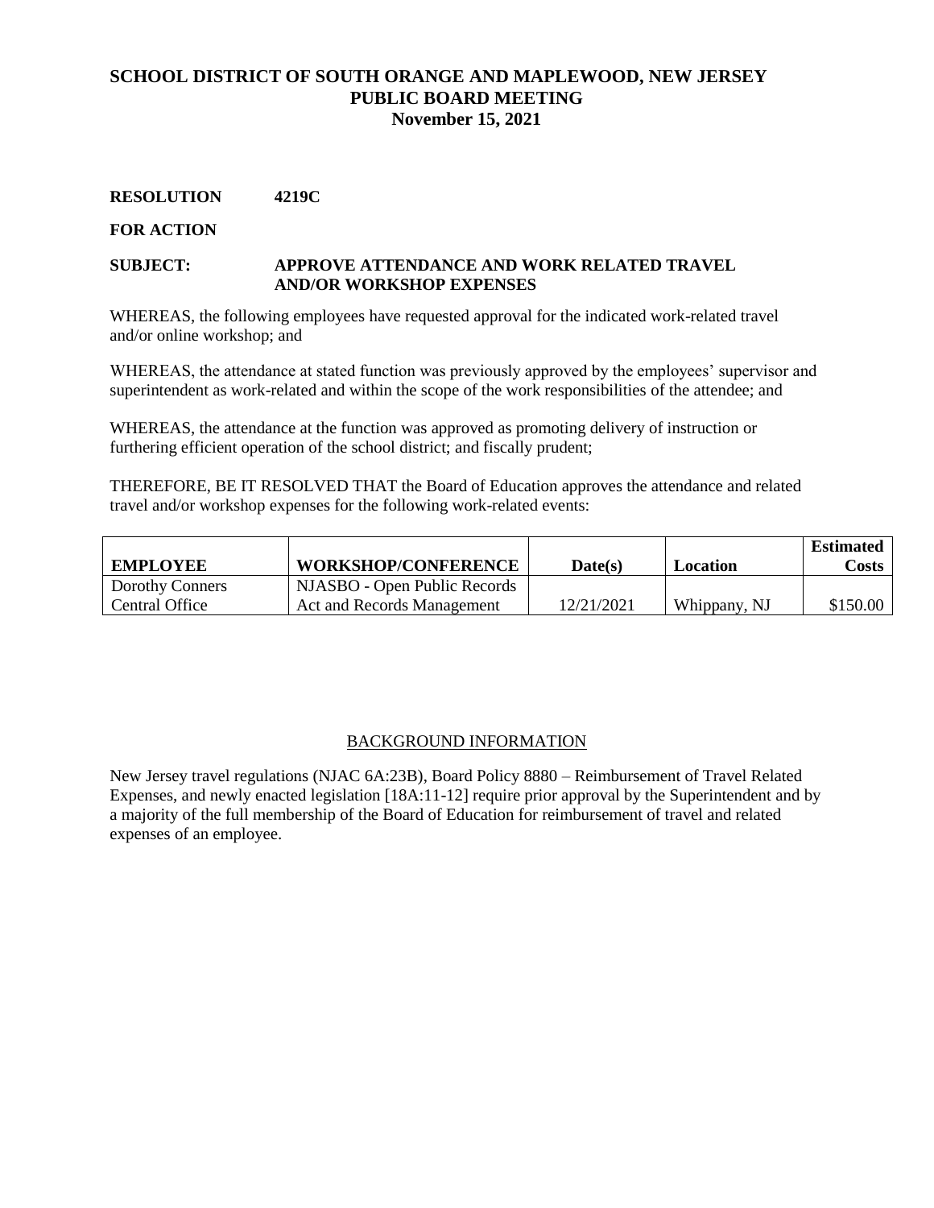# SCHOOL DISTRICT OF SOUTH ORANGE AND MAPLEWOOD, NEW JERSEY
## PUBLIC BOARD MEETING
## November 15, 2021

**RESOLUTION 4219C**

**FOR ACTION**

**SUBJECT: APPROVE ATTENDANCE AND WORK RELATED TRAVEL AND/OR WORKSHOP EXPENSES**

WHEREAS, the following employees have requested approval for the indicated work-related travel and/or online workshop; and

WHEREAS, the attendance at stated function was previously approved by the employees' supervisor and superintendent as work-related and within the scope of the work responsibilities of the attendee; and

WHEREAS, the attendance at the function was approved as promoting delivery of instruction or furthering efficient operation of the school district; and fiscally prudent;

THEREFORE, BE IT RESOLVED THAT the Board of Education approves the attendance and related travel and/or workshop expenses for the following work-related events:

| EMPLOYEE | WORKSHOP/CONFERENCE | Date(s) | Location | Estimated Costs |
|---|---|---|---|---|
| Dorothy Conners Central Office | NJASBO - Open Public Records Act and Records Management | 12/21/2021 | Whippany, NJ | $150.00 |

BACKGROUND INFORMATION

New Jersey travel regulations (NJAC 6A:23B), Board Policy 8880 – Reimbursement of Travel Related Expenses, and newly enacted legislation [18A:11-12] require prior approval by the Superintendent and by a majority of the full membership of the Board of Education for reimbursement of travel and related expenses of an employee.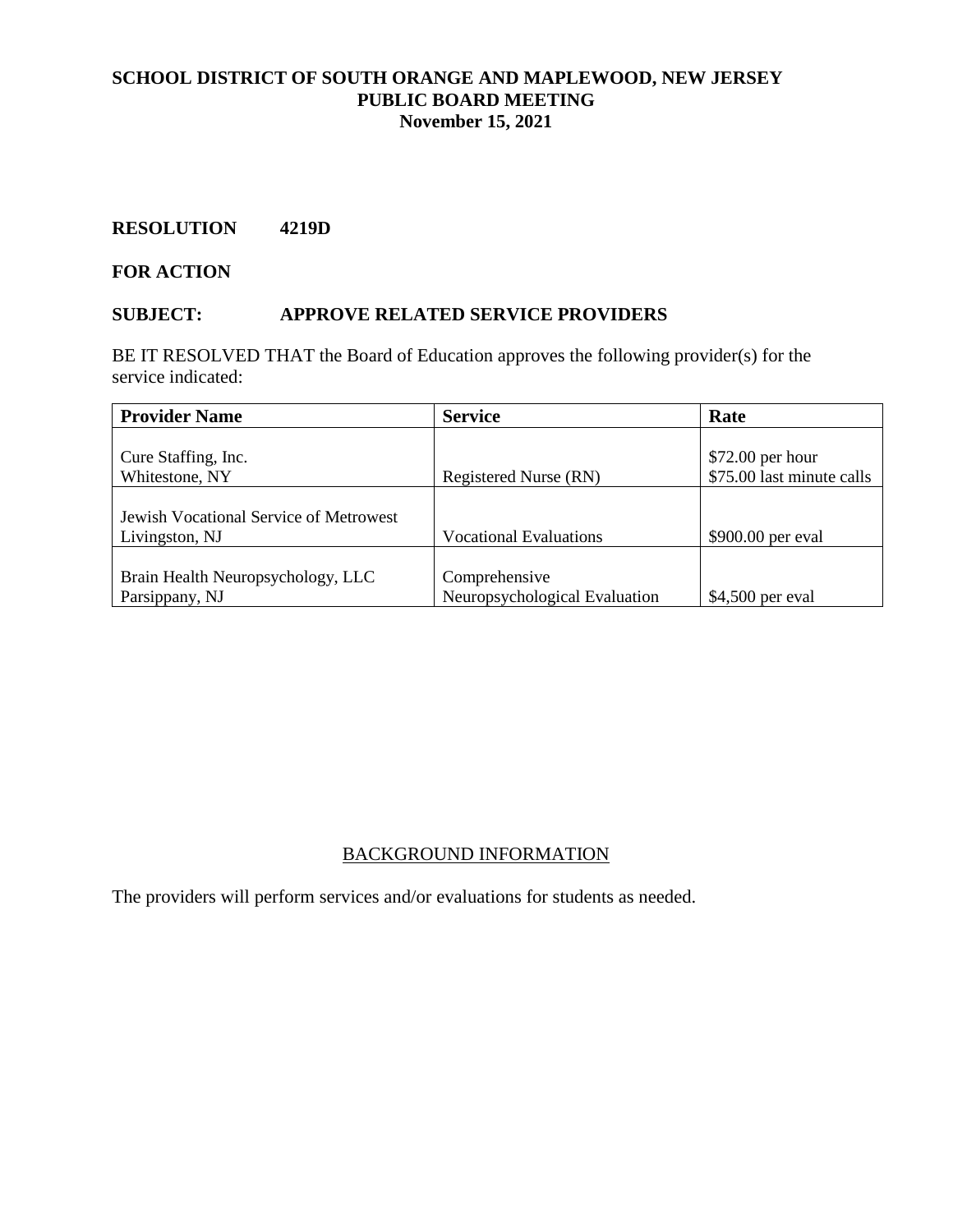**SCHOOL DISTRICT OF SOUTH ORANGE AND MAPLEWOOD, NEW JERSEY**
**PUBLIC BOARD MEETING**
**November 15, 2021**

**RESOLUTION 4219D**

**FOR ACTION**

**SUBJECT: APPROVE RELATED SERVICE PROVIDERS**

BE IT RESOLVED THAT the Board of Education approves the following provider(s) for the service indicated:

| **Provider Name** | **Service** | **Rate** |
| --- | --- | --- |
| Cure Staffing, Inc.<br>Whitestone, NY | Registered Nurse (RN) | $72.00 per hour<br>$75.00 last minute calls |
| Jewish Vocational Service of Metrowest<br>Livingston, NJ | Vocational Evaluations | $900.00 per eval |
| Brain Health Neuropsychology, LLC<br>Parsippany, NJ | Comprehensive<br>Neuropsychological Evaluation | $4,500 per eval |

BACKGROUND INFORMATION

The providers will perform services and/or evaluations for students as needed.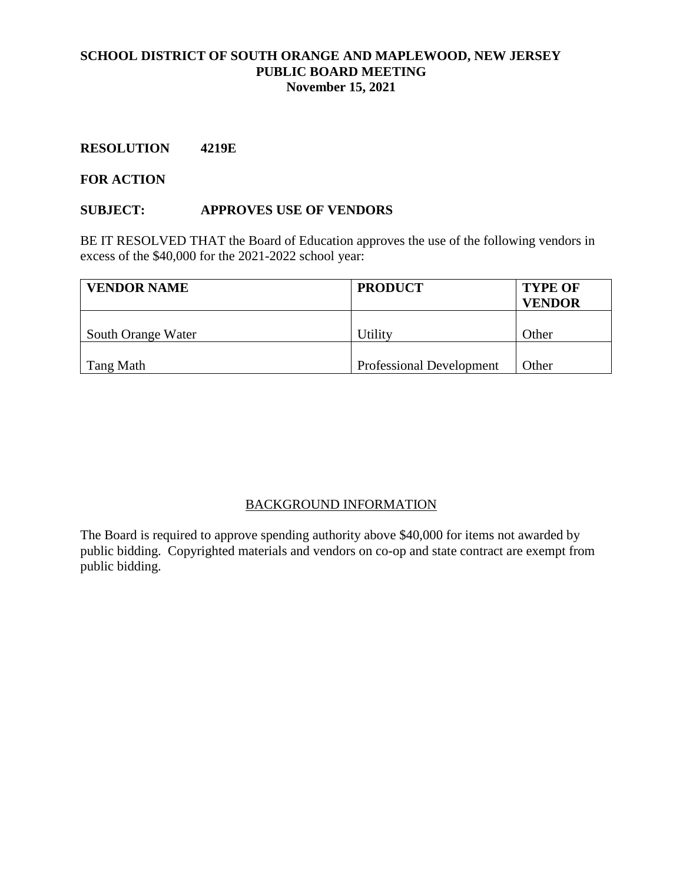**SCHOOL DISTRICT OF SOUTH ORANGE AND MAPLEWOOD, NEW JERSEY**
**PUBLIC BOARD MEETING**
**November 15, 2021**

**RESOLUTION 4219E**

**FOR ACTION**

**SUBJECT: APPROVES USE OF VENDORS**

BE IT RESOLVED THAT the Board of Education approves the use of the following vendors in excess of the $40,000 for the 2021-2022 school year:

| VENDOR NAME | PRODUCT | TYPE OF VENDOR |
|---|---|---|
| South Orange Water | Utility | Other |
| Tang Math | Professional Development | Other |

BACKGROUND INFORMATION

The Board is required to approve spending authority above $40,000 for items not awarded by public bidding. Copyrighted materials and vendors on co-op and state contract are exempt from public bidding.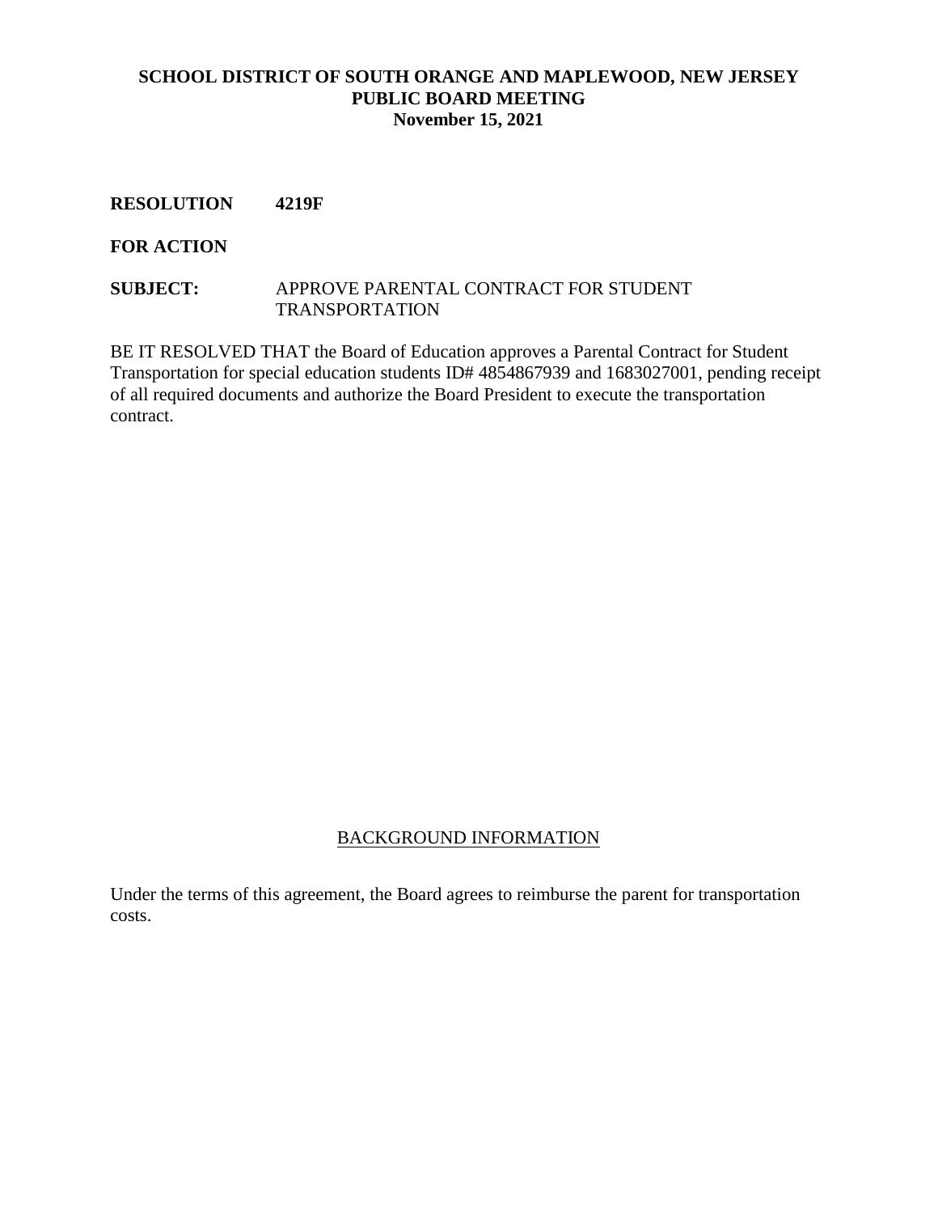**SCHOOL DISTRICT OF SOUTH ORANGE AND MAPLEWOOD, NEW JERSEY**
**PUBLIC BOARD MEETING**
**November 15, 2021**

**RESOLUTION 4219F**

**FOR ACTION**

**SUBJECT:** APPROVE PARENTAL CONTRACT FOR STUDENT TRANSPORTATION

BE IT RESOLVED THAT the Board of Education approves a Parental Contract for Student Transportation for special education students ID# 4854867939 and 1683027001, pending receipt of all required documents and authorize the Board President to execute the transportation contract.

BACKGROUND INFORMATION

Under the terms of this agreement, the Board agrees to reimburse the parent for transportation costs.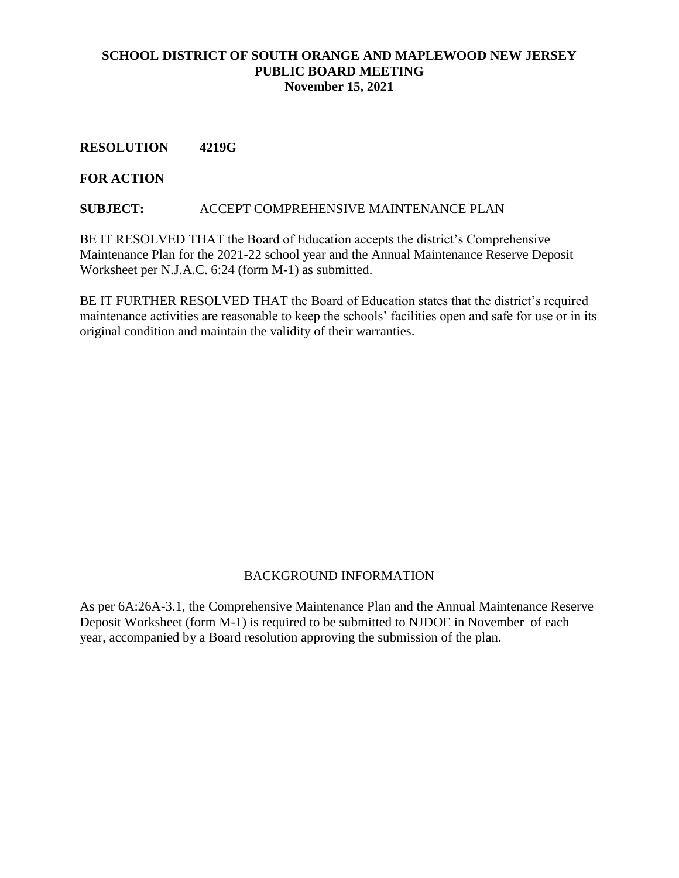**SCHOOL DISTRICT OF SOUTH ORANGE AND MAPLEWOOD NEW JERSEY**
**PUBLIC BOARD MEETING**
**November 15, 2021**

**RESOLUTION 4219G**

**FOR ACTION**

**SUBJECT:** ACCEPT COMPREHENSIVE MAINTENANCE PLAN

BE IT RESOLVED THAT the Board of Education accepts the district's Comprehensive Maintenance Plan for the 2021-22 school year and the Annual Maintenance Reserve Deposit Worksheet per N.J.A.C. 6:24 (form M-1) as submitted.

BE IT FURTHER RESOLVED THAT the Board of Education states that the district's required maintenance activities are reasonable to keep the schools' facilities open and safe for use or in its original condition and maintain the validity of their warranties.

## BACKGROUND INFORMATION

As per 6A:26A-3.1, the Comprehensive Maintenance Plan and the Annual Maintenance Reserve Deposit Worksheet (form M-1) is required to be submitted to NJDOE in November of each year, accompanied by a Board resolution approving the submission of the plan.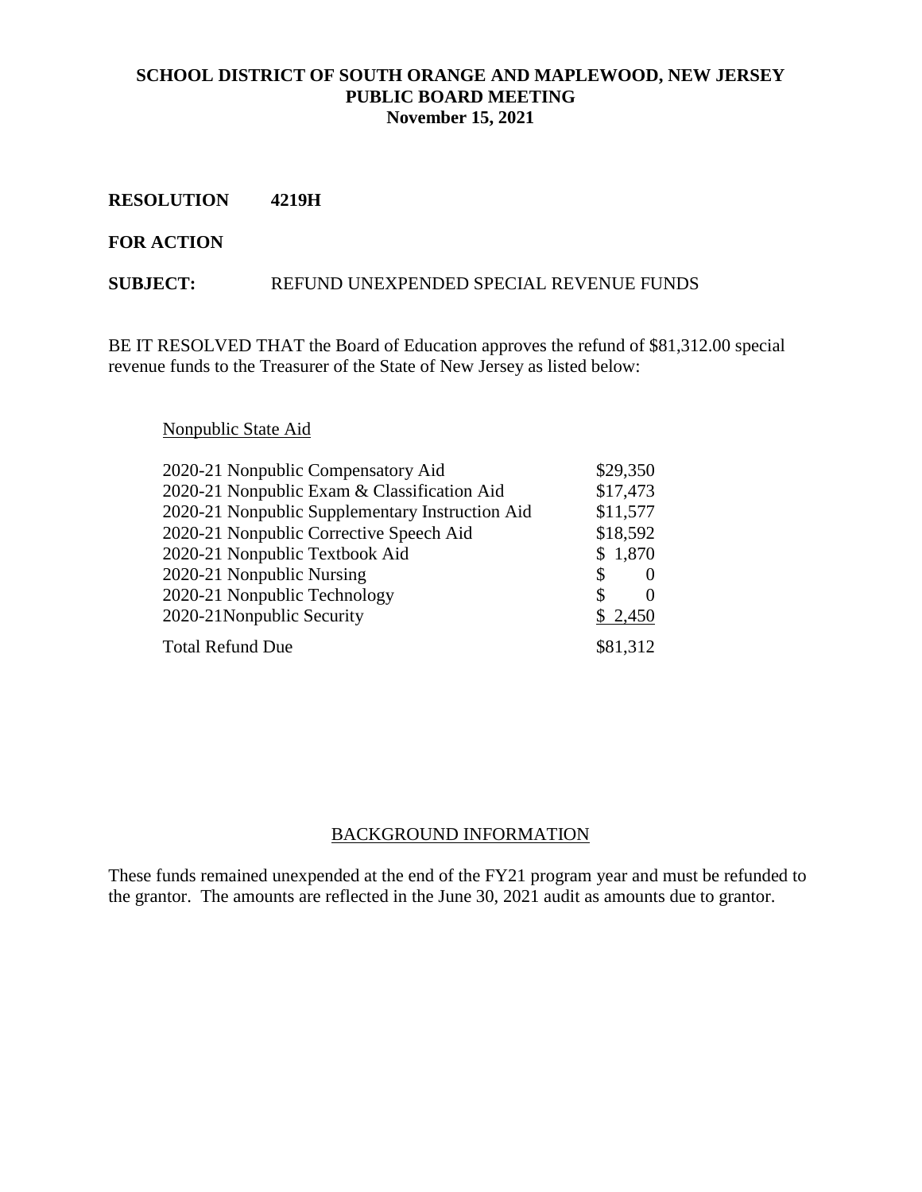**SCHOOL DISTRICT OF SOUTH ORANGE AND MAPLEWOOD, NEW JERSEY**
**PUBLIC BOARD MEETING**
**November 15, 2021**

**RESOLUTION 4219H**

**FOR ACTION**

**SUBJECT:** REFUND UNEXPENDED SPECIAL REVENUE FUNDS

BE IT RESOLVED THAT the Board of Education approves the refund of $81,312.00 special revenue funds to the Treasurer of the State of New Jersey as listed below:

Nonpublic State Aid

| | |
|---|---|
| 2020-21 Nonpublic Compensatory Aid | $29,350 |
| 2020-21 Nonpublic Exam & Classification Aid | $17,473 |
| 2020-21 Nonpublic Supplementary Instruction Aid | $11,577 |
| 2020-21 Nonpublic Corrective Speech Aid | $18,592 |
| 2020-21 Nonpublic Textbook Aid | $ 1,870 |
| 2020-21 Nonpublic Nursing | $ 0 |
| 2020-21 Nonpublic Technology | $ 0 |
| 2020-21Nonpublic Security | $ 2,450 |
| Total Refund Due | $81,312 |

BACKGROUND INFORMATION

These funds remained unexpended at the end of the FY21 program year and must be refunded to the grantor. The amounts are reflected in the June 30, 2021 audit as amounts due to grantor.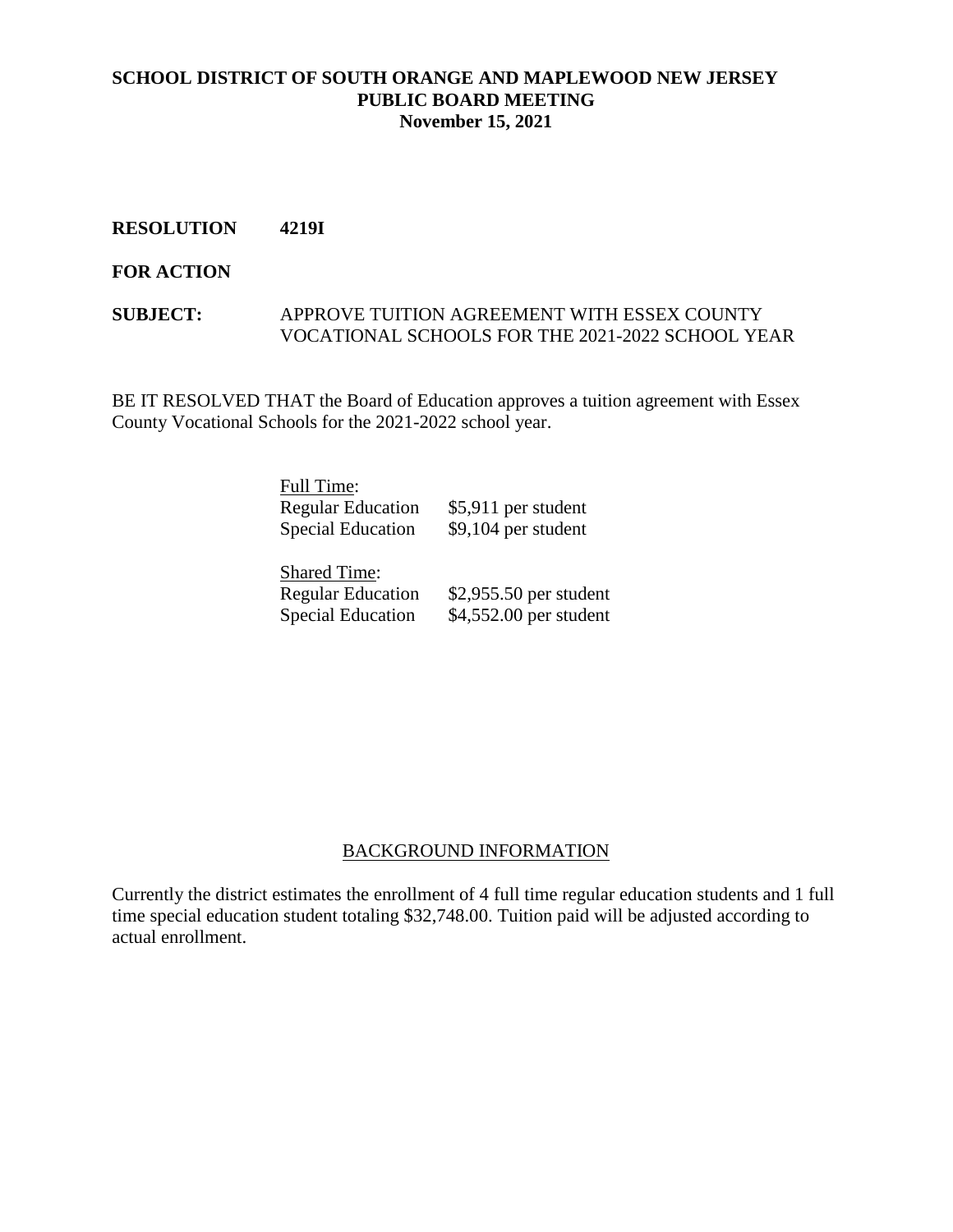**SCHOOL DISTRICT OF SOUTH ORANGE AND MAPLEWOOD NEW JERSEY**
**PUBLIC BOARD MEETING**
**November 15, 2021**

**RESOLUTION 4219I**

**FOR ACTION**

**SUBJECT:** APPROVE TUITION AGREEMENT WITH ESSEX COUNTY VOCATIONAL SCHOOLS FOR THE 2021-2022 SCHOOL YEAR

BE IT RESOLVED THAT the Board of Education approves a tuition agreement with Essex County Vocational Schools for the 2021-2022 school year.

Full Time:

| | |
|---|---|
| Regular Education | $5,911 per student |
| Special Education | $9,104 per student |

Shared Time:

| | |
|---|---|
| Regular Education | $2,955.50 per student |
| Special Education | $4,552.00 per student |

BACKGROUND INFORMATION

Currently the district estimates the enrollment of 4 full time regular education students and 1 full time special education student totaling $32,748.00. Tuition paid will be adjusted according to actual enrollment.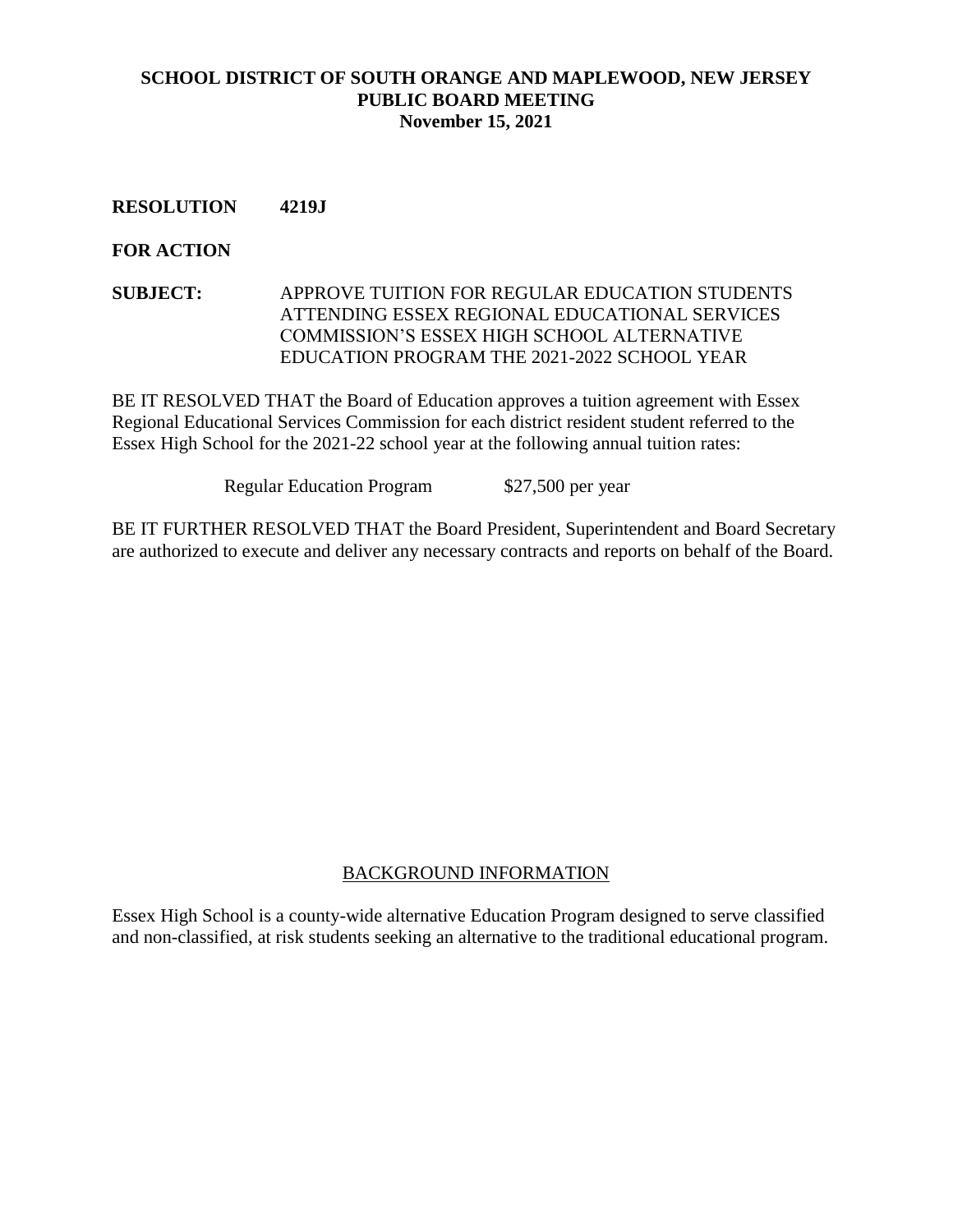**SCHOOL DISTRICT OF SOUTH ORANGE AND MAPLEWOOD, NEW JERSEY**
**PUBLIC BOARD MEETING**
**November 15, 2021**

**RESOLUTION 4219J**

**FOR ACTION**

**SUBJECT:** APPROVE TUITION FOR REGULAR EDUCATION STUDENTS ATTENDING ESSEX REGIONAL EDUCATIONAL SERVICES COMMISSION'S ESSEX HIGH SCHOOL ALTERNATIVE EDUCATION PROGRAM THE 2021-2022 SCHOOL YEAR

BE IT RESOLVED THAT the Board of Education approves a tuition agreement with Essex Regional Educational Services Commission for each district resident student referred to the Essex High School for the 2021-22 school year at the following annual tuition rates:

| | |
|---|---|
| Regular Education Program | $27,500 per year |

BE IT FURTHER RESOLVED THAT the Board President, Superintendent and Board Secretary are authorized to execute and deliver any necessary contracts and reports on behalf of the Board.

BACKGROUND INFORMATION

Essex High School is a county-wide alternative Education Program designed to serve classified and non-classified, at risk students seeking an alternative to the traditional educational program.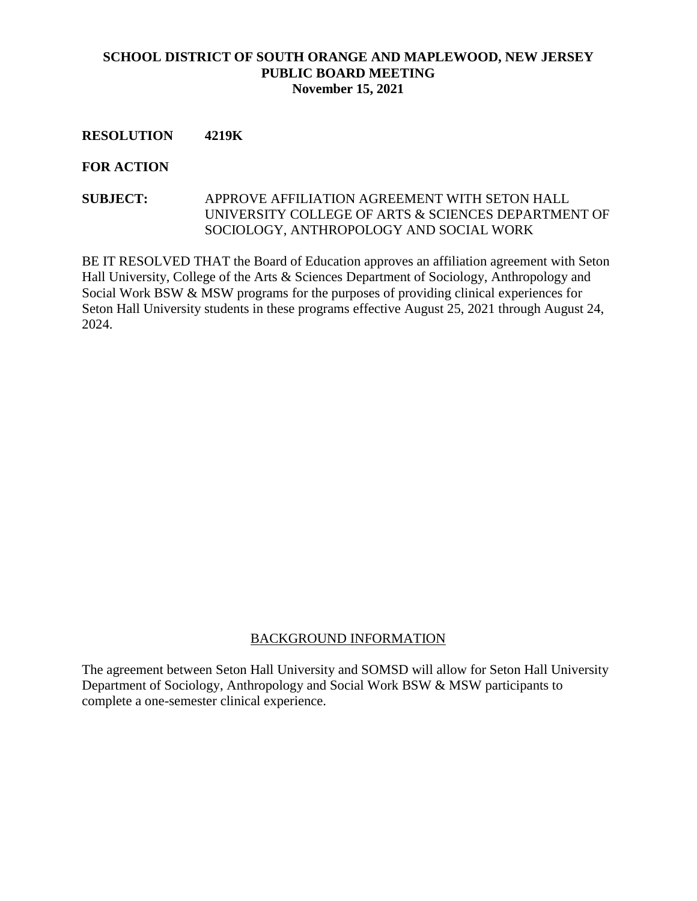**SCHOOL DISTRICT OF SOUTH ORANGE AND MAPLEWOOD, NEW JERSEY**
**PUBLIC BOARD MEETING**
**November 15, 2021**

**RESOLUTION 4219K**

**FOR ACTION**

**SUBJECT:** APPROVE AFFILIATION AGREEMENT WITH SETON HALL UNIVERSITY COLLEGE OF ARTS & SCIENCES DEPARTMENT OF SOCIOLOGY, ANTHROPOLOGY AND SOCIAL WORK

BE IT RESOLVED THAT the Board of Education approves an affiliation agreement with Seton Hall University, College of the Arts & Sciences Department of Sociology, Anthropology and Social Work BSW & MSW programs for the purposes of providing clinical experiences for Seton Hall University students in these programs effective August 25, 2021 through August 24, 2024.

BACKGROUND INFORMATION

The agreement between Seton Hall University and SOMSD will allow for Seton Hall University Department of Sociology, Anthropology and Social Work BSW & MSW participants to complete a one-semester clinical experience.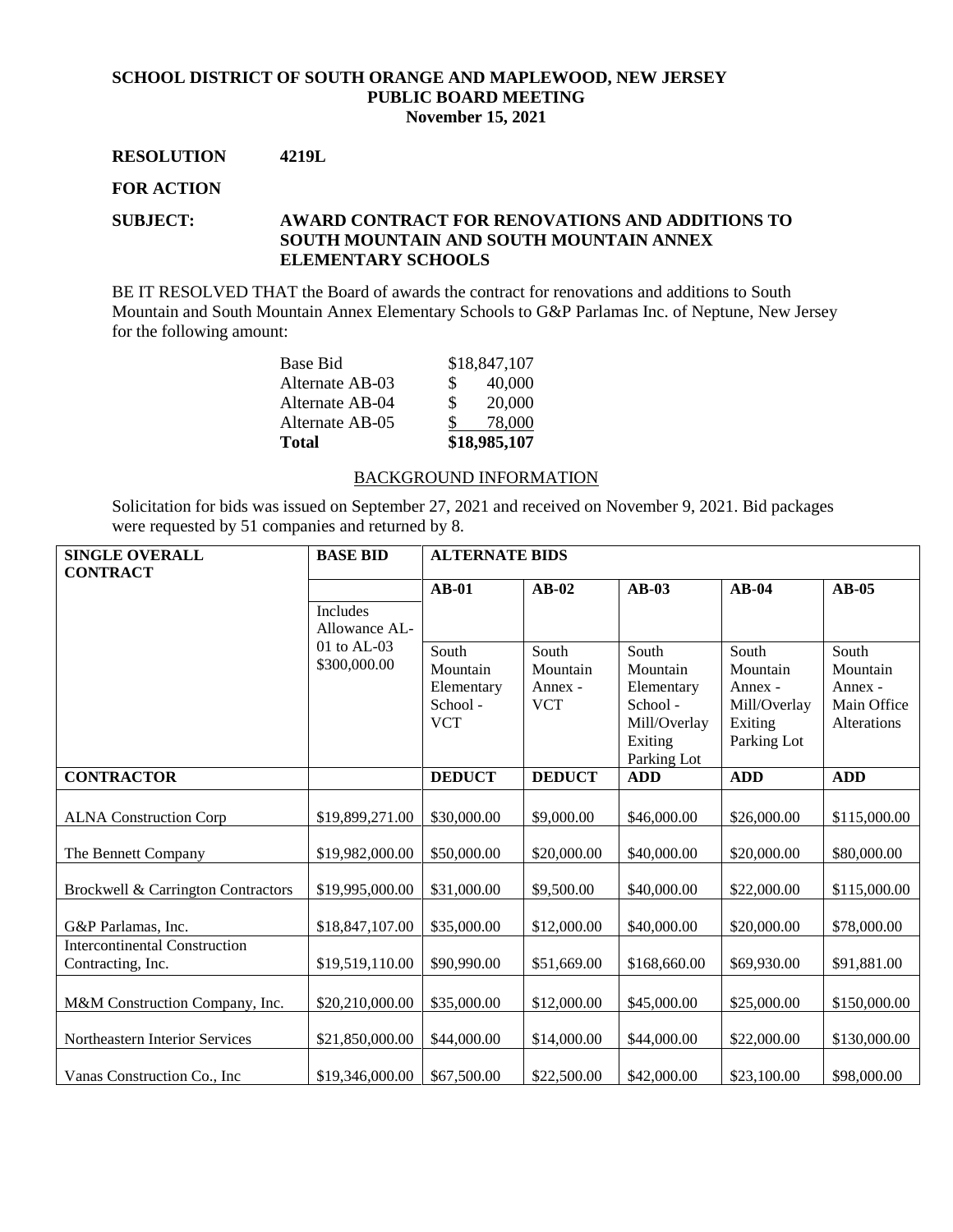**SCHOOL DISTRICT OF SOUTH ORANGE AND MAPLEWOOD, NEW JERSEY**
**PUBLIC BOARD MEETING**
**November 15, 2021**

**RESOLUTION 4219L**

**FOR ACTION**

**SUBJECT: AWARD CONTRACT FOR RENOVATIONS AND ADDITIONS TO SOUTH MOUNTAIN AND SOUTH MOUNTAIN ANNEX ELEMENTARY SCHOOLS**

BE IT RESOLVED THAT the Board of awards the contract for renovations and additions to South Mountain and South Mountain Annex Elementary Schools to G&P Parlamas Inc. of Neptune, New Jersey for the following amount:

| | |
|---|---|
| Base Bid | $18,847,107 |
| Alternate AB-03 | $ 40,000 |
| Alternate AB-04 | $ 20,000 |
| Alternate AB-05 | $ 78,000 |
| **Total** | **$18,985,107** |

BACKGROUND INFORMATION

Solicitation for bids was issued on September 27, 2021 and received on November 9, 2021. Bid packages were requested by 51 companies and returned by 8.

| **SINGLE OVERALL CONTRACT** | **BASE BID** | **ALTERNATE BIDS** | | | | |
|---|---|---|---|---|---|---|
| | | **AB-01** | **AB-02** | **AB-03** | **AB-04** | **AB-05** |
| | Includes Allowance AL-01 to AL-03 $300,000.00 | South Mountain Elementary School - VCT | South Mountain Annex - VCT | South Mountain Elementary School - Mill/Overlay Exiting Parking Lot | South Mountain Annex - Mill/Overlay Exiting Parking Lot | South Mountain Annex - Main Office Alterations |
| **CONTRACTOR** | | **DEDUCT** | **DEDUCT** | **ADD** | **ADD** | **ADD** |
| ALNA Construction Corp | $19,899,271.00 | $30,000.00 | $9,000.00 | $46,000.00 | $26,000.00 | $115,000.00 |
| The Bennett Company | $19,982,000.00 | $50,000.00 | $20,000.00 | $40,000.00 | $20,000.00 | $80,000.00 |
| Brockwell & Carrington Contractors | $19,995,000.00 | $31,000.00 | $9,500.00 | $40,000.00 | $22,000.00 | $115,000.00 |
| G&P Parlamas, Inc. | $18,847,107.00 | $35,000.00 | $12,000.00 | $40,000.00 | $20,000.00 | $78,000.00 |
| Intercontinental Construction Contracting, Inc. | $19,519,110.00 | $90,990.00 | $51,669.00 | $168,660.00 | $69,930.00 | $91,881.00 |
| M&M Construction Company, Inc. | $20,210,000.00 | $35,000.00 | $12,000.00 | $45,000.00 | $25,000.00 | $150,000.00 |
| Northeastern Interior Services | $21,850,000.00 | $44,000.00 | $14,000.00 | $44,000.00 | $22,000.00 | $130,000.00 |
| Vanas Construction Co., Inc | $19,346,000.00 | $67,500.00 | $22,500.00 | $42,000.00 | $23,100.00 | $98,000.00 |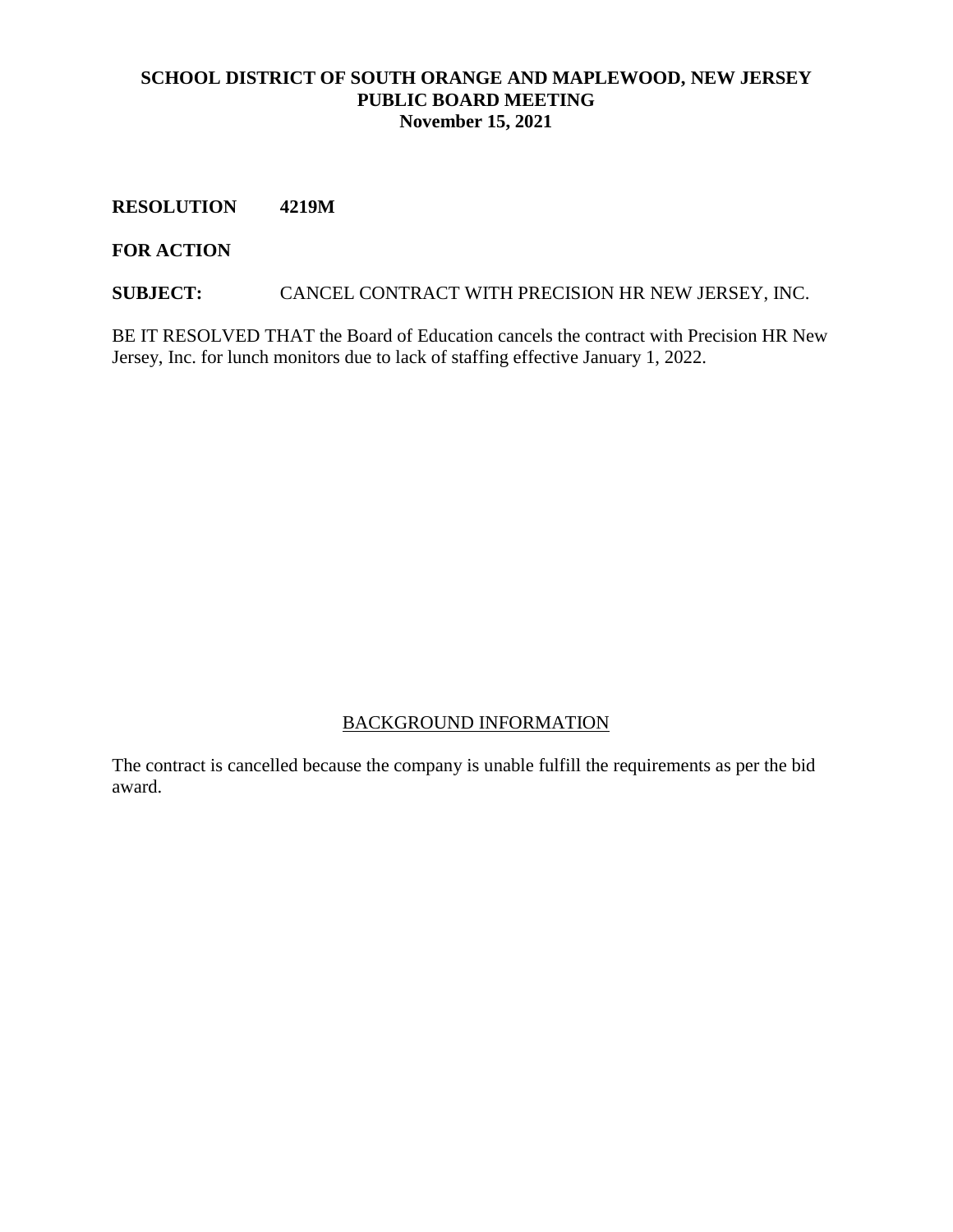**SCHOOL DISTRICT OF SOUTH ORANGE AND MAPLEWOOD, NEW JERSEY**
**PUBLIC BOARD MEETING**
**November 15, 2021**

**RESOLUTION 4219M**

**FOR ACTION**

**SUBJECT:** CANCEL CONTRACT WITH PRECISION HR NEW JERSEY, INC.

BE IT RESOLVED THAT the Board of Education cancels the contract with Precision HR New Jersey, Inc. for lunch monitors due to lack of staffing effective January 1, 2022.

BACKGROUND INFORMATION

The contract is cancelled because the company is unable fulfill the requirements as per the bid award.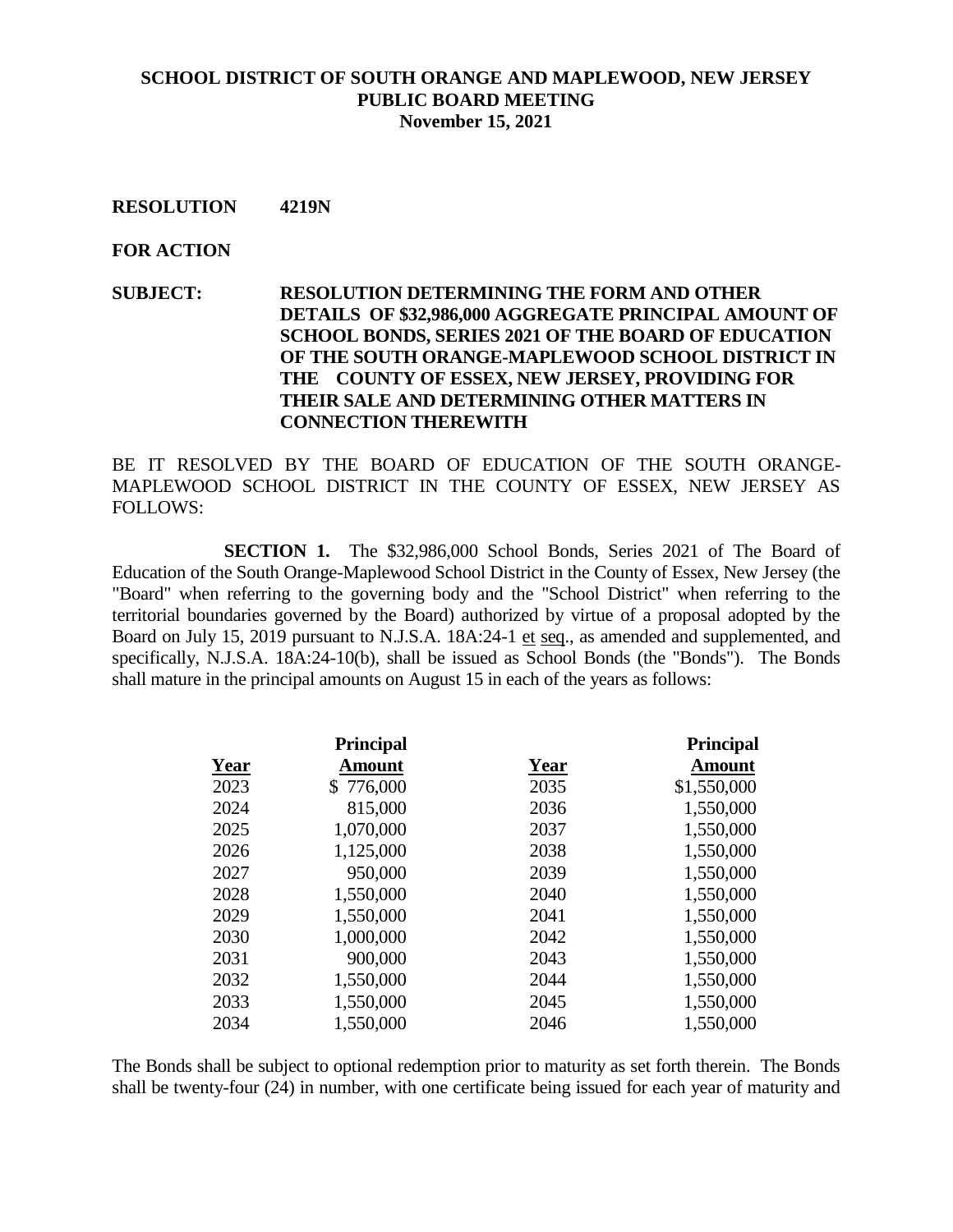**SCHOOL DISTRICT OF SOUTH ORANGE AND MAPLEWOOD, NEW JERSEY**
**PUBLIC BOARD MEETING**
**November 15, 2021**

**RESOLUTION 4219N**

**FOR ACTION**

**SUBJECT: RESOLUTION DETERMINING THE FORM AND OTHER DETAILS OF \$32,986,000 AGGREGATE PRINCIPAL AMOUNT OF SCHOOL BONDS, SERIES 2021 OF THE BOARD OF EDUCATION OF THE SOUTH ORANGE-MAPLEWOOD SCHOOL DISTRICT IN THE COUNTY OF ESSEX, NEW JERSEY, PROVIDING FOR THEIR SALE AND DETERMINING OTHER MATTERS IN CONNECTION THEREWITH**

BE IT RESOLVED BY THE BOARD OF EDUCATION OF THE SOUTH ORANGE-MAPLEWOOD SCHOOL DISTRICT IN THE COUNTY OF ESSEX, NEW JERSEY AS FOLLOWS:

**SECTION 1.** The \$32,986,000 School Bonds, Series 2021 of The Board of Education of the South Orange-Maplewood School District in the County of Essex, New Jersey (the "Board" when referring to the governing body and the "School District" when referring to the territorial boundaries governed by the Board) authorized by virtue of a proposal adopted by the Board on July 15, 2019 pursuant to N.J.S.A. 18A:24-1 et seq., as amended and supplemented, and specifically, N.J.S.A. 18A:24-10(b), shall be issued as School Bonds (the "Bonds"). The Bonds shall mature in the principal amounts on August 15 in each of the years as follows:

| Year | Principal Amount | Year | Principal Amount |
|---|---|---|---|
| 2023 | \$ 776,000 | 2035 | \$1,550,000 |
| 2024 | 815,000 | 2036 | 1,550,000 |
| 2025 | 1,070,000 | 2037 | 1,550,000 |
| 2026 | 1,125,000 | 2038 | 1,550,000 |
| 2027 | 950,000 | 2039 | 1,550,000 |
| 2028 | 1,550,000 | 2040 | 1,550,000 |
| 2029 | 1,550,000 | 2041 | 1,550,000 |
| 2030 | 1,000,000 | 2042 | 1,550,000 |
| 2031 | 900,000 | 2043 | 1,550,000 |
| 2032 | 1,550,000 | 2044 | 1,550,000 |
| 2033 | 1,550,000 | 2045 | 1,550,000 |
| 2034 | 1,550,000 | 2046 | 1,550,000 |

The Bonds shall be subject to optional redemption prior to maturity as set forth therein. The Bonds shall be twenty-four (24) in number, with one certificate being issued for each year of maturity and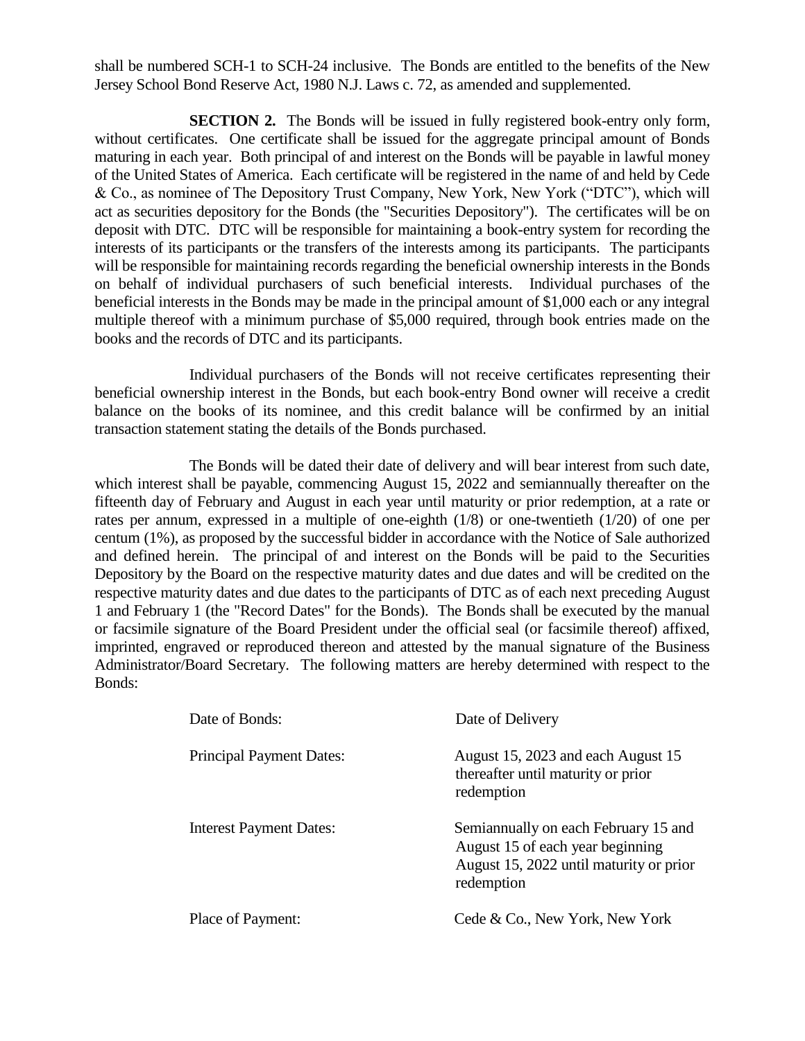shall be numbered SCH-1 to SCH-24 inclusive. The Bonds are entitled to the benefits of the New Jersey School Bond Reserve Act, 1980 N.J. Laws c. 72, as amended and supplemented.

**SECTION 2.** The Bonds will be issued in fully registered book-entry only form, without certificates. One certificate shall be issued for the aggregate principal amount of Bonds maturing in each year. Both principal of and interest on the Bonds will be payable in lawful money of the United States of America. Each certificate will be registered in the name of and held by Cede & Co., as nominee of The Depository Trust Company, New York, New York ("DTC"), which will act as securities depository for the Bonds (the "Securities Depository"). The certificates will be on deposit with DTC. DTC will be responsible for maintaining a book-entry system for recording the interests of its participants or the transfers of the interests among its participants. The participants will be responsible for maintaining records regarding the beneficial ownership interests in the Bonds on behalf of individual purchasers of such beneficial interests. Individual purchases of the beneficial interests in the Bonds may be made in the principal amount of $1,000 each or any integral multiple thereof with a minimum purchase of $5,000 required, through book entries made on the books and the records of DTC and its participants.

Individual purchasers of the Bonds will not receive certificates representing their beneficial ownership interest in the Bonds, but each book-entry Bond owner will receive a credit balance on the books of its nominee, and this credit balance will be confirmed by an initial transaction statement stating the details of the Bonds purchased.

The Bonds will be dated their date of delivery and will bear interest from such date, which interest shall be payable, commencing August 15, 2022 and semiannually thereafter on the fifteenth day of February and August in each year until maturity or prior redemption, at a rate or rates per annum, expressed in a multiple of one-eighth (1/8) or one-twentieth (1/20) of one per centum (1%), as proposed by the successful bidder in accordance with the Notice of Sale authorized and defined herein. The principal of and interest on the Bonds will be paid to the Securities Depository by the Board on the respective maturity dates and due dates and will be credited on the respective maturity dates and due dates to the participants of DTC as of each next preceding August 1 and February 1 (the "Record Dates" for the Bonds). The Bonds shall be executed by the manual or facsimile signature of the Board President under the official seal (or facsimile thereof) affixed, imprinted, engraved or reproduced thereon and attested by the manual signature of the Business Administrator/Board Secretary. The following matters are hereby determined with respect to the Bonds:

| | |
|---|---|
| Date of Bonds: | Date of Delivery |
| Principal Payment Dates: | August 15, 2023 and each August 15 thereafter until maturity or prior redemption |
| Interest Payment Dates: | Semiannually on each February 15 and August 15 of each year beginning August 15, 2022 until maturity or prior redemption |
| Place of Payment: | Cede & Co., New York, New York |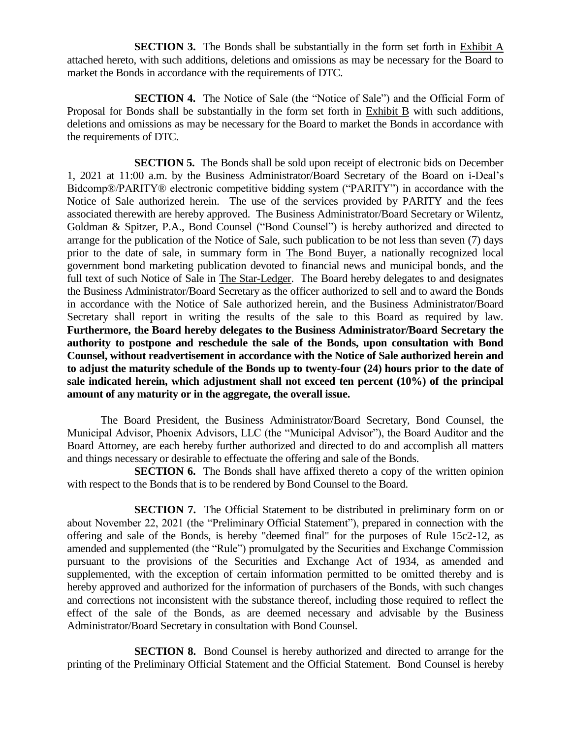**SECTION 3.** The Bonds shall be substantially in the form set forth in Exhibit A attached hereto, with such additions, deletions and omissions as may be necessary for the Board to market the Bonds in accordance with the requirements of DTC.

**SECTION 4.** The Notice of Sale (the "Notice of Sale") and the Official Form of Proposal for Bonds shall be substantially in the form set forth in Exhibit B with such additions, deletions and omissions as may be necessary for the Board to market the Bonds in accordance with the requirements of DTC.

**SECTION 5.** The Bonds shall be sold upon receipt of electronic bids on December 1, 2021 at 11:00 a.m. by the Business Administrator/Board Secretary of the Board on i-Deal's Bidcomp®/PARITY® electronic competitive bidding system ("PARITY") in accordance with the Notice of Sale authorized herein. The use of the services provided by PARITY and the fees associated therewith are hereby approved. The Business Administrator/Board Secretary or Wilentz, Goldman & Spitzer, P.A., Bond Counsel ("Bond Counsel") is hereby authorized and directed to arrange for the publication of the Notice of Sale, such publication to be not less than seven (7) days prior to the date of sale, in summary form in The Bond Buyer, a nationally recognized local government bond marketing publication devoted to financial news and municipal bonds, and the full text of such Notice of Sale in The Star-Ledger. The Board hereby delegates to and designates the Business Administrator/Board Secretary as the officer authorized to sell and to award the Bonds in accordance with the Notice of Sale authorized herein, and the Business Administrator/Board Secretary shall report in writing the results of the sale to this Board as required by law. **Furthermore, the Board hereby delegates to the Business Administrator/Board Secretary the authority to postpone and reschedule the sale of the Bonds, upon consultation with Bond Counsel, without readvertisement in accordance with the Notice of Sale authorized herein and to adjust the maturity schedule of the Bonds up to twenty-four (24) hours prior to the date of sale indicated herein, which adjustment shall not exceed ten percent (10%) of the principal amount of any maturity or in the aggregate, the overall issue.**

The Board President, the Business Administrator/Board Secretary, Bond Counsel, the Municipal Advisor, Phoenix Advisors, LLC (the "Municipal Advisor"), the Board Auditor and the Board Attorney, are each hereby further authorized and directed to do and accomplish all matters and things necessary or desirable to effectuate the offering and sale of the Bonds.

**SECTION 6.** The Bonds shall have affixed thereto a copy of the written opinion with respect to the Bonds that is to be rendered by Bond Counsel to the Board.

**SECTION 7.** The Official Statement to be distributed in preliminary form on or about November 22, 2021 (the "Preliminary Official Statement"), prepared in connection with the offering and sale of the Bonds, is hereby "deemed final" for the purposes of Rule 15c2-12, as amended and supplemented (the "Rule") promulgated by the Securities and Exchange Commission pursuant to the provisions of the Securities and Exchange Act of 1934, as amended and supplemented, with the exception of certain information permitted to be omitted thereby and is hereby approved and authorized for the information of purchasers of the Bonds, with such changes and corrections not inconsistent with the substance thereof, including those required to reflect the effect of the sale of the Bonds, as are deemed necessary and advisable by the Business Administrator/Board Secretary in consultation with Bond Counsel.

**SECTION 8.** Bond Counsel is hereby authorized and directed to arrange for the printing of the Preliminary Official Statement and the Official Statement. Bond Counsel is hereby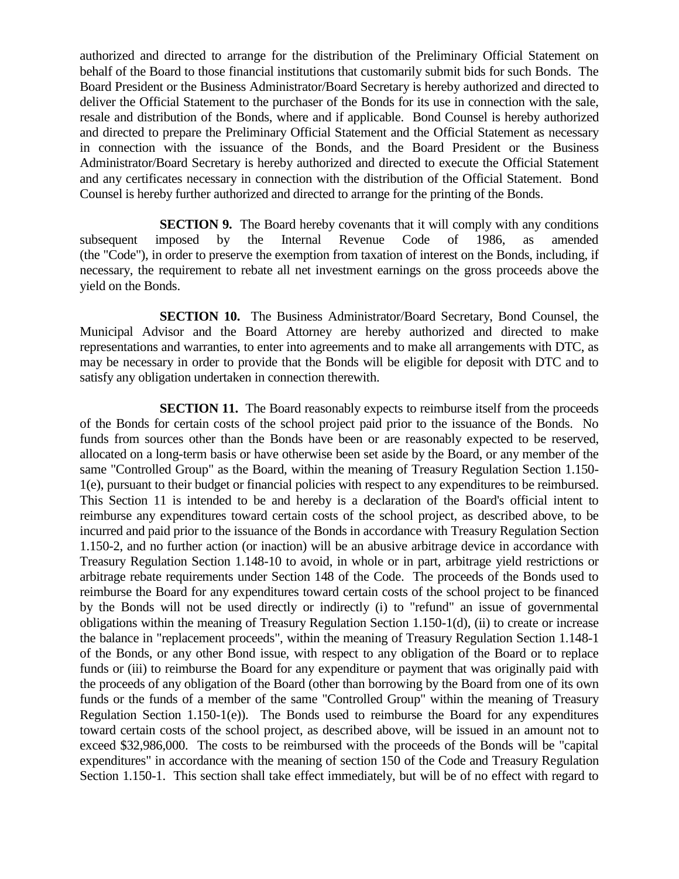authorized and directed to arrange for the distribution of the Preliminary Official Statement on behalf of the Board to those financial institutions that customarily submit bids for such Bonds. The Board President or the Business Administrator/Board Secretary is hereby authorized and directed to deliver the Official Statement to the purchaser of the Bonds for its use in connection with the sale, resale and distribution of the Bonds, where and if applicable. Bond Counsel is hereby authorized and directed to prepare the Preliminary Official Statement and the Official Statement as necessary in connection with the issuance of the Bonds, and the Board President or the Business Administrator/Board Secretary is hereby authorized and directed to execute the Official Statement and any certificates necessary in connection with the distribution of the Official Statement. Bond Counsel is hereby further authorized and directed to arrange for the printing of the Bonds.

**SECTION 9.** The Board hereby covenants that it will comply with any conditions subsequent imposed by the Internal Revenue Code of 1986, as amended (the "Code"), in order to preserve the exemption from taxation of interest on the Bonds, including, if necessary, the requirement to rebate all net investment earnings on the gross proceeds above the yield on the Bonds.

**SECTION 10.** The Business Administrator/Board Secretary, Bond Counsel, the Municipal Advisor and the Board Attorney are hereby authorized and directed to make representations and warranties, to enter into agreements and to make all arrangements with DTC, as may be necessary in order to provide that the Bonds will be eligible for deposit with DTC and to satisfy any obligation undertaken in connection therewith.

**SECTION 11.** The Board reasonably expects to reimburse itself from the proceeds of the Bonds for certain costs of the school project paid prior to the issuance of the Bonds. No funds from sources other than the Bonds have been or are reasonably expected to be reserved, allocated on a long-term basis or have otherwise been set aside by the Board, or any member of the same "Controlled Group" as the Board, within the meaning of Treasury Regulation Section 1.150-1(e), pursuant to their budget or financial policies with respect to any expenditures to be reimbursed. This Section 11 is intended to be and hereby is a declaration of the Board's official intent to reimburse any expenditures toward certain costs of the school project, as described above, to be incurred and paid prior to the issuance of the Bonds in accordance with Treasury Regulation Section 1.150-2, and no further action (or inaction) will be an abusive arbitrage device in accordance with Treasury Regulation Section 1.148-10 to avoid, in whole or in part, arbitrage yield restrictions or arbitrage rebate requirements under Section 148 of the Code. The proceeds of the Bonds used to reimburse the Board for any expenditures toward certain costs of the school project to be financed by the Bonds will not be used directly or indirectly (i) to "refund" an issue of governmental obligations within the meaning of Treasury Regulation Section 1.150-1(d), (ii) to create or increase the balance in "replacement proceeds", within the meaning of Treasury Regulation Section 1.148-1 of the Bonds, or any other Bond issue, with respect to any obligation of the Board or to replace funds or (iii) to reimburse the Board for any expenditure or payment that was originally paid with the proceeds of any obligation of the Board (other than borrowing by the Board from one of its own funds or the funds of a member of the same "Controlled Group" within the meaning of Treasury Regulation Section 1.150-1(e)). The Bonds used to reimburse the Board for any expenditures toward certain costs of the school project, as described above, will be issued in an amount not to exceed $32,986,000. The costs to be reimbursed with the proceeds of the Bonds will be "capital expenditures" in accordance with the meaning of section 150 of the Code and Treasury Regulation Section 1.150-1. This section shall take effect immediately, but will be of no effect with regard to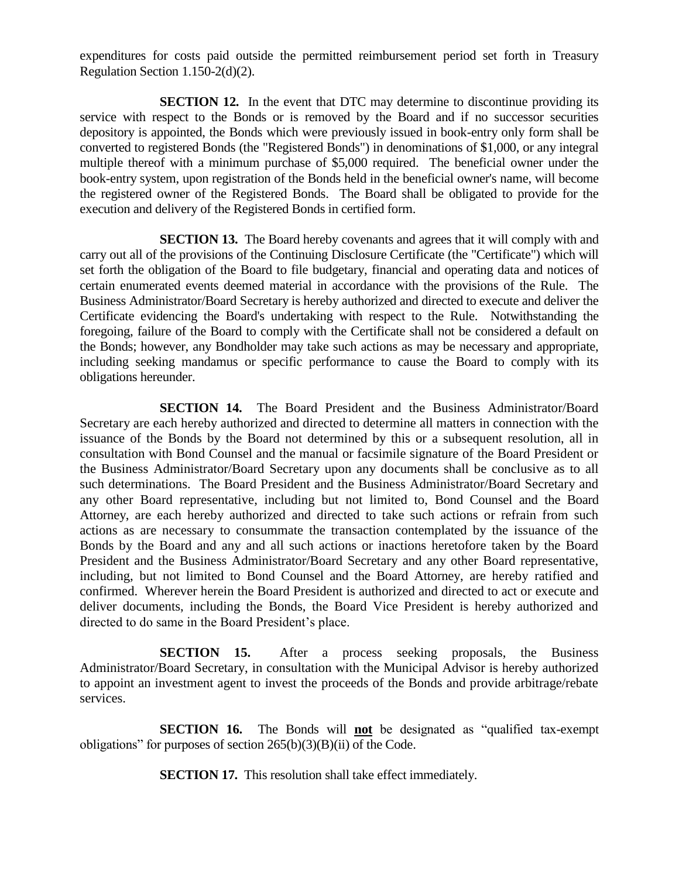expenditures for costs paid outside the permitted reimbursement period set forth in Treasury Regulation Section 1.150-2(d)(2).

**SECTION 12.** In the event that DTC may determine to discontinue providing its service with respect to the Bonds or is removed by the Board and if no successor securities depository is appointed, the Bonds which were previously issued in book-entry only form shall be converted to registered Bonds (the "Registered Bonds") in denominations of $1,000, or any integral multiple thereof with a minimum purchase of $5,000 required. The beneficial owner under the book-entry system, upon registration of the Bonds held in the beneficial owner's name, will become the registered owner of the Registered Bonds. The Board shall be obligated to provide for the execution and delivery of the Registered Bonds in certified form.

**SECTION 13.** The Board hereby covenants and agrees that it will comply with and carry out all of the provisions of the Continuing Disclosure Certificate (the "Certificate") which will set forth the obligation of the Board to file budgetary, financial and operating data and notices of certain enumerated events deemed material in accordance with the provisions of the Rule. The Business Administrator/Board Secretary is hereby authorized and directed to execute and deliver the Certificate evidencing the Board's undertaking with respect to the Rule. Notwithstanding the foregoing, failure of the Board to comply with the Certificate shall not be considered a default on the Bonds; however, any Bondholder may take such actions as may be necessary and appropriate, including seeking mandamus or specific performance to cause the Board to comply with its obligations hereunder.

**SECTION 14.** The Board President and the Business Administrator/Board Secretary are each hereby authorized and directed to determine all matters in connection with the issuance of the Bonds by the Board not determined by this or a subsequent resolution, all in consultation with Bond Counsel and the manual or facsimile signature of the Board President or the Business Administrator/Board Secretary upon any documents shall be conclusive as to all such determinations. The Board President and the Business Administrator/Board Secretary and any other Board representative, including but not limited to, Bond Counsel and the Board Attorney, are each hereby authorized and directed to take such actions or refrain from such actions as are necessary to consummate the transaction contemplated by the issuance of the Bonds by the Board and any and all such actions or inactions heretofore taken by the Board President and the Business Administrator/Board Secretary and any other Board representative, including, but not limited to Bond Counsel and the Board Attorney, are hereby ratified and confirmed. Wherever herein the Board President is authorized and directed to act or execute and deliver documents, including the Bonds, the Board Vice President is hereby authorized and directed to do same in the Board President's place.

**SECTION 15.** After a process seeking proposals, the Business Administrator/Board Secretary, in consultation with the Municipal Advisor is hereby authorized to appoint an investment agent to invest the proceeds of the Bonds and provide arbitrage/rebate services.

**SECTION 16.** The Bonds will **not** be designated as "qualified tax-exempt obligations" for purposes of section 265(b)(3)(B)(ii) of the Code.

**SECTION 17.** This resolution shall take effect immediately.